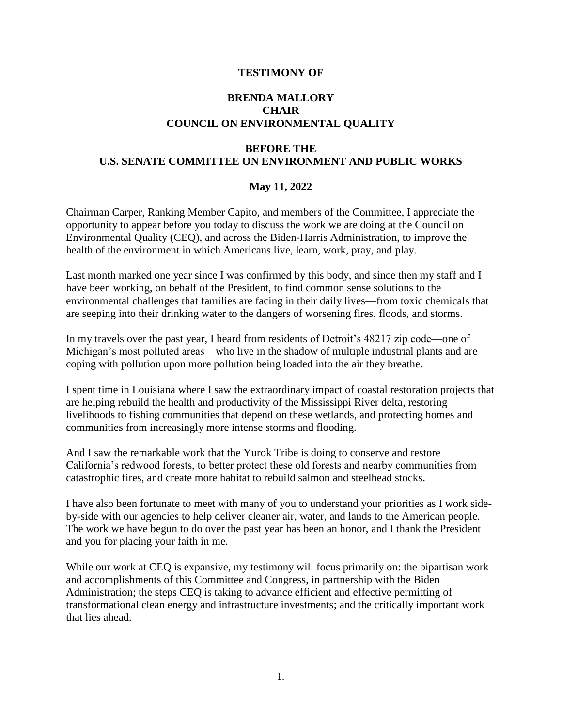**TESTIMONY OF**

**BRENDA MALLORY**
**CHAIR**
**COUNCIL ON ENVIRONMENTAL QUALITY**

**BEFORE THE**
**U.S. SENATE COMMITTEE ON ENVIRONMENT AND PUBLIC WORKS**

**May 11, 2022**

Chairman Carper, Ranking Member Capito, and members of the Committee, I appreciate the opportunity to appear before you today to discuss the work we are doing at the Council on Environmental Quality (CEQ), and across the Biden-Harris Administration, to improve the health of the environment in which Americans live, learn, work, pray, and play.

Last month marked one year since I was confirmed by this body, and since then my staff and I have been working, on behalf of the President, to find common sense solutions to the environmental challenges that families are facing in their daily lives—from toxic chemicals that are seeping into their drinking water to the dangers of worsening fires, floods, and storms.

In my travels over the past year, I heard from residents of Detroit's 48217 zip code—one of Michigan's most polluted areas—who live in the shadow of multiple industrial plants and are coping with pollution upon more pollution being loaded into the air they breathe.

I spent time in Louisiana where I saw the extraordinary impact of coastal restoration projects that are helping rebuild the health and productivity of the Mississippi River delta, restoring livelihoods to fishing communities that depend on these wetlands, and protecting homes and communities from increasingly more intense storms and flooding.

And I saw the remarkable work that the Yurok Tribe is doing to conserve and restore California's redwood forests, to better protect these old forests and nearby communities from catastrophic fires, and create more habitat to rebuild salmon and steelhead stocks.

I have also been fortunate to meet with many of you to understand your priorities as I work side-by-side with our agencies to help deliver cleaner air, water, and lands to the American people. The work we have begun to do over the past year has been an honor, and I thank the President and you for placing your faith in me.

While our work at CEQ is expansive, my testimony will focus primarily on: the bipartisan work and accomplishments of this Committee and Congress, in partnership with the Biden Administration; the steps CEQ is taking to advance efficient and effective permitting of transformational clean energy and infrastructure investments; and the critically important work that lies ahead.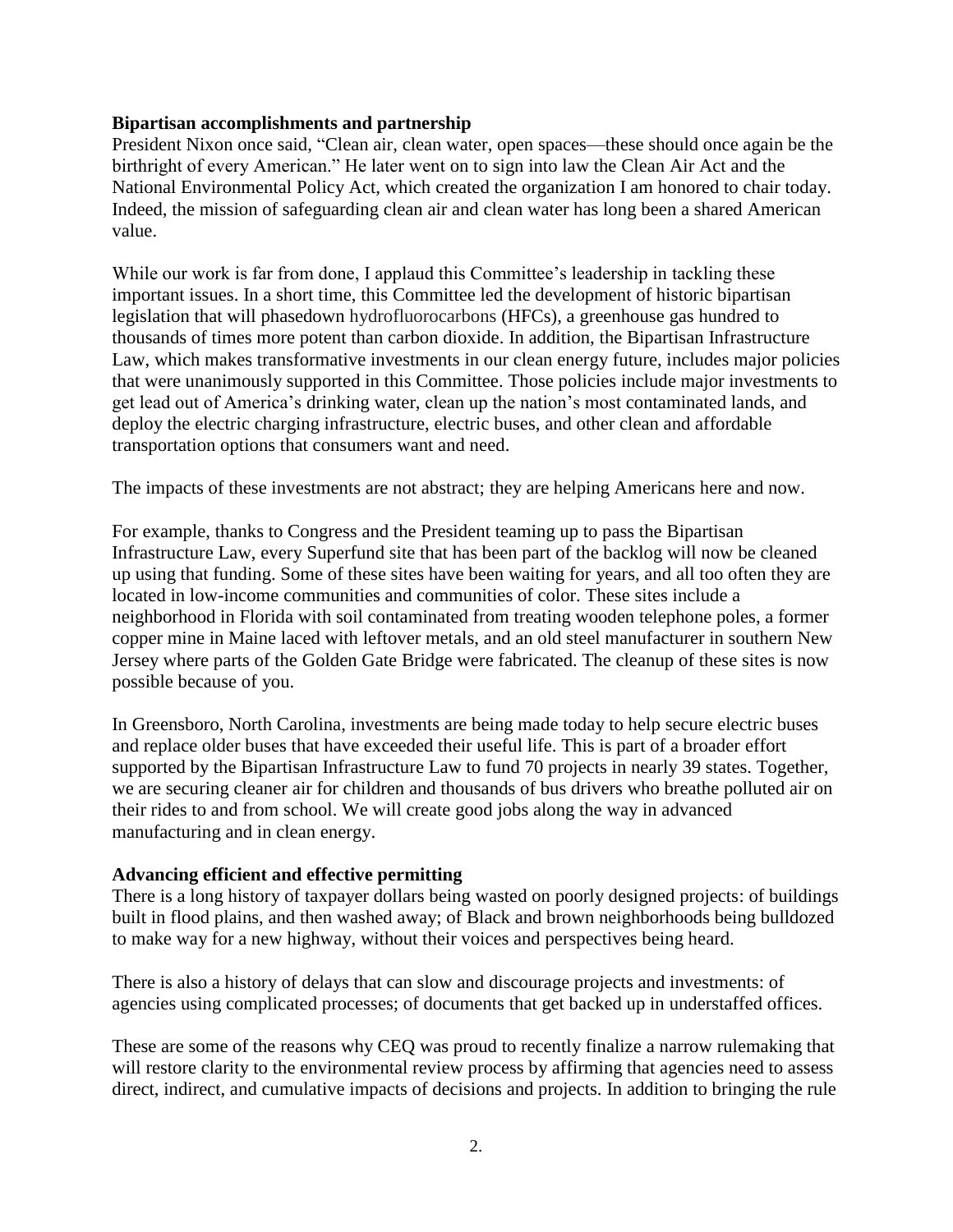**Bipartisan accomplishments and partnership**

President Nixon once said, "Clean air, clean water, open spaces—these should once again be the birthright of every American." He later went on to sign into law the Clean Air Act and the National Environmental Policy Act, which created the organization I am honored to chair today. Indeed, the mission of safeguarding clean air and clean water has long been a shared American value.

While our work is far from done, I applaud this Committee's leadership in tackling these important issues. In a short time, this Committee led the development of historic bipartisan legislation that will phasedown hydrofluorocarbons (HFCs), a greenhouse gas hundred to thousands of times more potent than carbon dioxide. In addition, the Bipartisan Infrastructure Law, which makes transformative investments in our clean energy future, includes major policies that were unanimously supported in this Committee. Those policies include major investments to get lead out of America's drinking water, clean up the nation's most contaminated lands, and deploy the electric charging infrastructure, electric buses, and other clean and affordable transportation options that consumers want and need.

The impacts of these investments are not abstract; they are helping Americans here and now.

For example, thanks to Congress and the President teaming up to pass the Bipartisan Infrastructure Law, every Superfund site that has been part of the backlog will now be cleaned up using that funding. Some of these sites have been waiting for years, and all too often they are located in low-income communities and communities of color. These sites include a neighborhood in Florida with soil contaminated from treating wooden telephone poles, a former copper mine in Maine laced with leftover metals, and an old steel manufacturer in southern New Jersey where parts of the Golden Gate Bridge were fabricated. The cleanup of these sites is now possible because of you.

In Greensboro, North Carolina, investments are being made today to help secure electric buses and replace older buses that have exceeded their useful life. This is part of a broader effort supported by the Bipartisan Infrastructure Law to fund 70 projects in nearly 39 states. Together, we are securing cleaner air for children and thousands of bus drivers who breathe polluted air on their rides to and from school. We will create good jobs along the way in advanced manufacturing and in clean energy.

**Advancing efficient and effective permitting**

There is a long history of taxpayer dollars being wasted on poorly designed projects: of buildings built in flood plains, and then washed away; of Black and brown neighborhoods being bulldozed to make way for a new highway, without their voices and perspectives being heard.

There is also a history of delays that can slow and discourage projects and investments: of agencies using complicated processes; of documents that get backed up in understaffed offices.

These are some of the reasons why CEQ was proud to recently finalize a narrow rulemaking that will restore clarity to the environmental review process by affirming that agencies need to assess direct, indirect, and cumulative impacts of decisions and projects. In addition to bringing the rule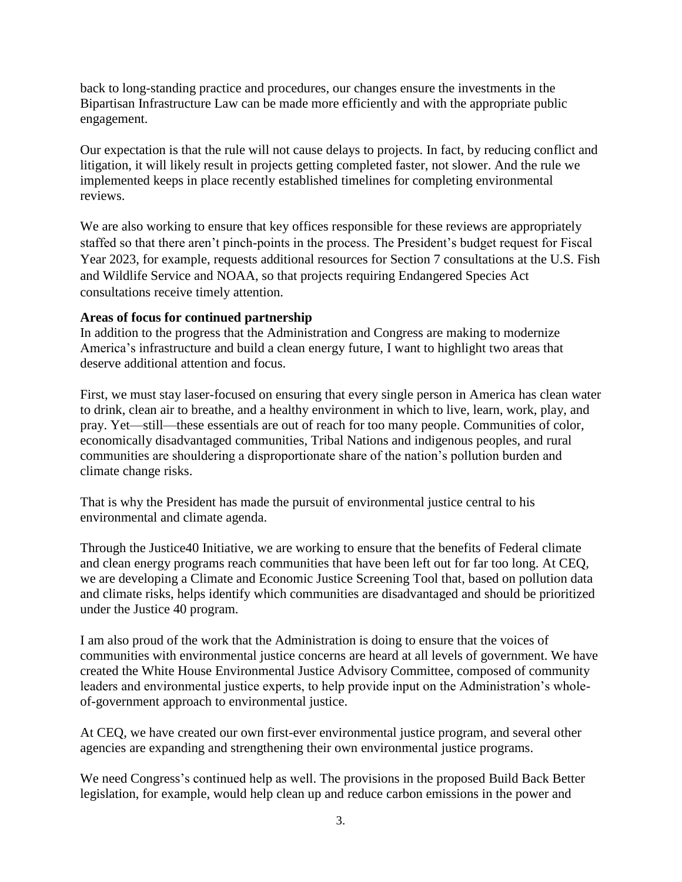back to long-standing practice and procedures, our changes ensure the investments in the Bipartisan Infrastructure Law can be made more efficiently and with the appropriate public engagement.

Our expectation is that the rule will not cause delays to projects. In fact, by reducing conflict and litigation, it will likely result in projects getting completed faster, not slower. And the rule we implemented keeps in place recently established timelines for completing environmental reviews.

We are also working to ensure that key offices responsible for these reviews are appropriately staffed so that there aren't pinch-points in the process. The President's budget request for Fiscal Year 2023, for example, requests additional resources for Section 7 consultations at the U.S. Fish and Wildlife Service and NOAA, so that projects requiring Endangered Species Act consultations receive timely attention.

**Areas of focus for continued partnership**

In addition to the progress that the Administration and Congress are making to modernize America's infrastructure and build a clean energy future, I want to highlight two areas that deserve additional attention and focus.

First, we must stay laser-focused on ensuring that every single person in America has clean water to drink, clean air to breathe, and a healthy environment in which to live, learn, work, play, and pray. Yet—still—these essentials are out of reach for too many people. Communities of color, economically disadvantaged communities, Tribal Nations and indigenous peoples, and rural communities are shouldering a disproportionate share of the nation's pollution burden and climate change risks.

That is why the President has made the pursuit of environmental justice central to his environmental and climate agenda.

Through the Justice40 Initiative, we are working to ensure that the benefits of Federal climate and clean energy programs reach communities that have been left out for far too long. At CEQ, we are developing a Climate and Economic Justice Screening Tool that, based on pollution data and climate risks, helps identify which communities are disadvantaged and should be prioritized under the Justice 40 program.

I am also proud of the work that the Administration is doing to ensure that the voices of communities with environmental justice concerns are heard at all levels of government. We have created the White House Environmental Justice Advisory Committee, composed of community leaders and environmental justice experts, to help provide input on the Administration's whole-of-government approach to environmental justice.

At CEQ, we have created our own first-ever environmental justice program, and several other agencies are expanding and strengthening their own environmental justice programs.

We need Congress's continued help as well. The provisions in the proposed Build Back Better legislation, for example, would help clean up and reduce carbon emissions in the power and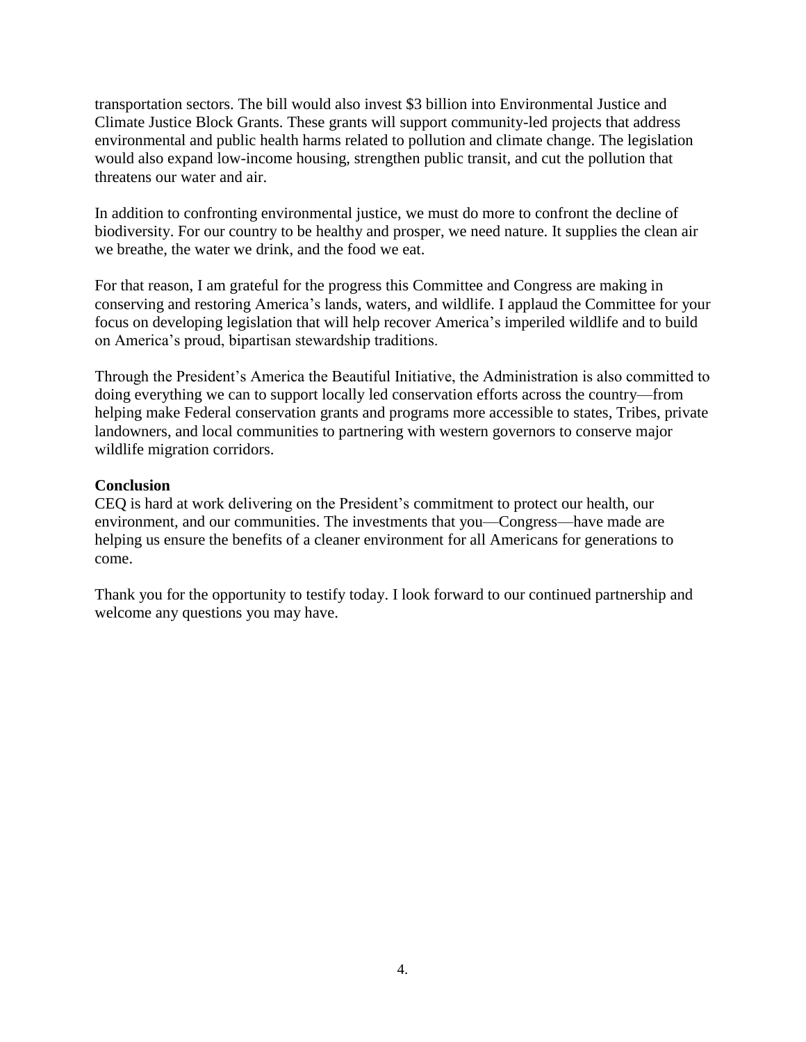transportation sectors. The bill would also invest $3 billion into Environmental Justice and Climate Justice Block Grants. These grants will support community-led projects that address environmental and public health harms related to pollution and climate change. The legislation would also expand low-income housing, strengthen public transit, and cut the pollution that threatens our water and air.

In addition to confronting environmental justice, we must do more to confront the decline of biodiversity. For our country to be healthy and prosper, we need nature. It supplies the clean air we breathe, the water we drink, and the food we eat.

For that reason, I am grateful for the progress this Committee and Congress are making in conserving and restoring America's lands, waters, and wildlife. I applaud the Committee for your focus on developing legislation that will help recover America's imperiled wildlife and to build on America's proud, bipartisan stewardship traditions.

Through the President's America the Beautiful Initiative, the Administration is also committed to doing everything we can to support locally led conservation efforts across the country—from helping make Federal conservation grants and programs more accessible to states, Tribes, private landowners, and local communities to partnering with western governors to conserve major wildlife migration corridors.

**Conclusion**

CEQ is hard at work delivering on the President's commitment to protect our health, our environment, and our communities. The investments that you—Congress—have made are helping us ensure the benefits of a cleaner environment for all Americans for generations to come.

Thank you for the opportunity to testify today. I look forward to our continued partnership and welcome any questions you may have.